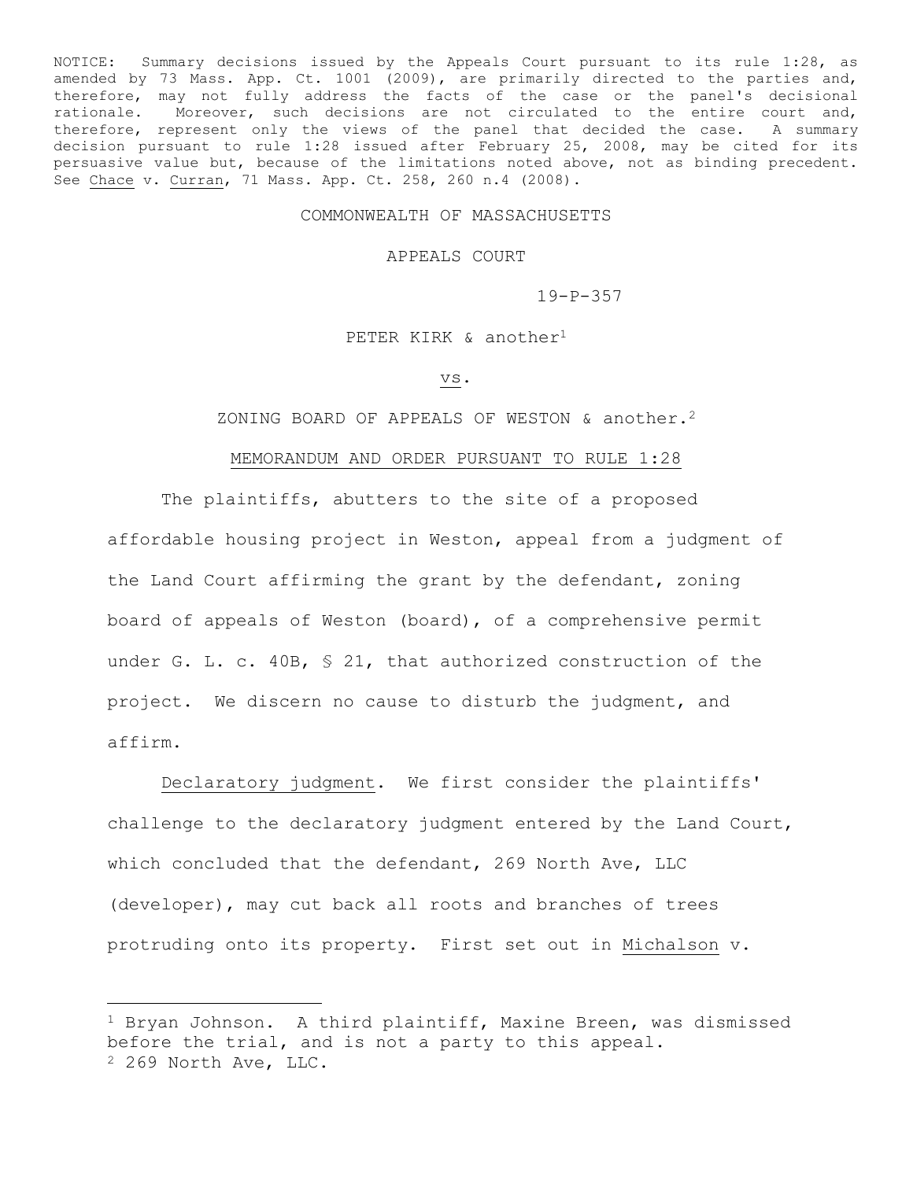NOTICE: Summary decisions issued by the Appeals Court pursuant to its rule 1:28, as amended by 73 Mass. App. Ct. 1001 (2009), are primarily directed to the parties and, therefore, may not fully address the facts of the case or the panel's decisional rationale. Moreover, such decisions are not circulated to the entire court and, therefore, represent only the views of the panel that decided the case. A summary decision pursuant to rule 1:28 issued after February 25, 2008, may be cited for its persuasive value but, because of the limitations noted above, not as binding precedent. See Chace v. Curran, 71 Mass. App. Ct. 258, 260 n.4 (2008).

COMMONWEALTH OF MASSACHUSETTS

APPEALS COURT

19-P-357

PETER KIRK & another[1]

vs.

ZONING BOARD OF APPEALS OF WESTON & another.[2]

MEMORANDUM AND ORDER PURSUANT TO RULE 1:28

The plaintiffs, abutters to the site of a proposed affordable housing project in Weston, appeal from a judgment of the Land Court affirming the grant by the defendant, zoning board of appeals of Weston (board), of a comprehensive permit under G. L. c. 40B, § 21, that authorized construction of the project. We discern no cause to disturb the judgment, and affirm.

Declaratory judgment. We first consider the plaintiffs' challenge to the declaratory judgment entered by the Land Court, which concluded that the defendant, 269 North Ave, LLC (developer), may cut back all roots and branches of trees protruding onto its property. First set out in Michalson v.

---

[1] Bryan Johnson. A third plaintiff, Maxine Breen, was dismissed before the trial, and is not a party to this appeal.

[2] 269 North Ave, LLC.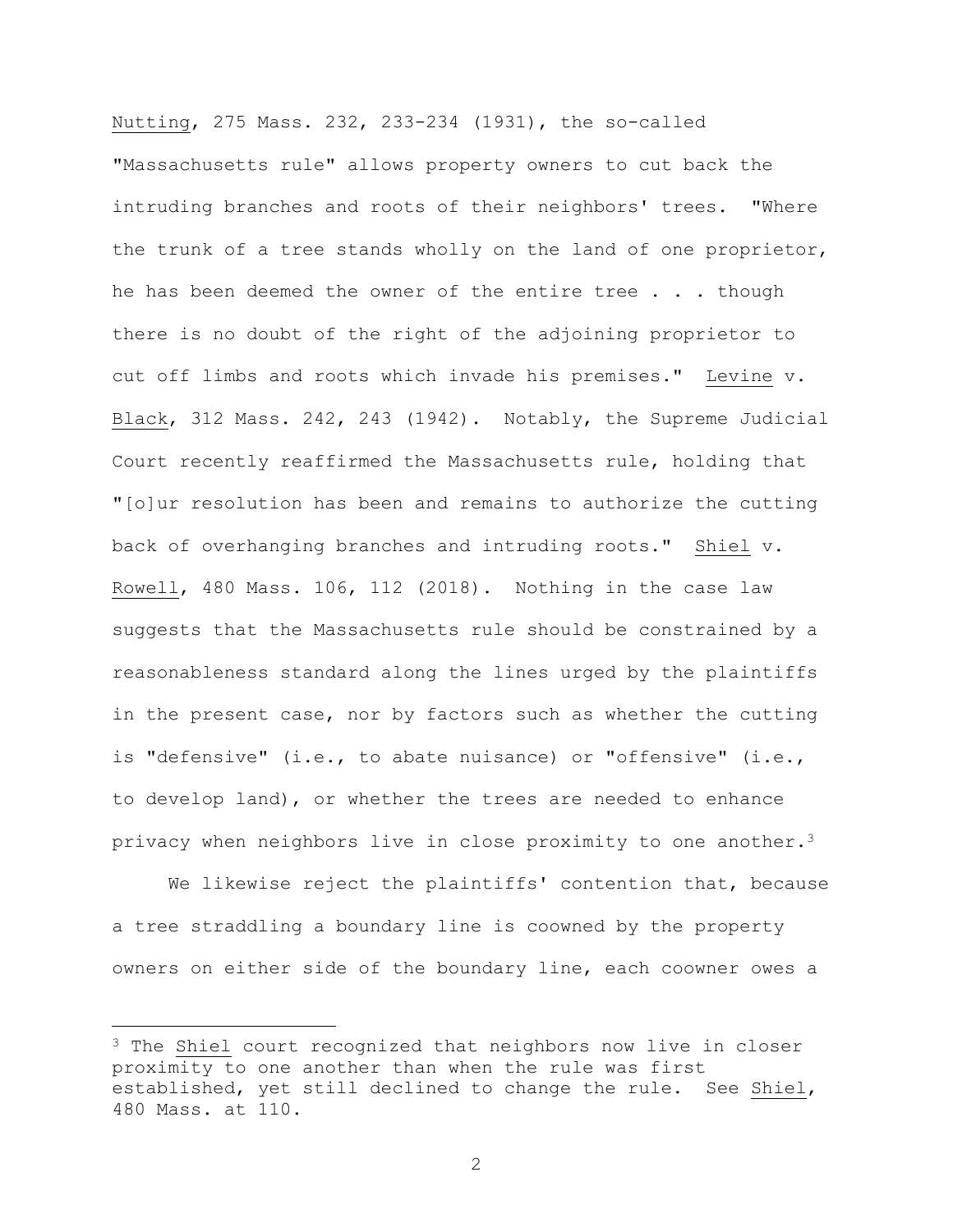Nutting, 275 Mass. 232, 233-234 (1931), the so-called "Massachusetts rule" allows property owners to cut back the intruding branches and roots of their neighbors' trees. "Where the trunk of a tree stands wholly on the land of one proprietor, he has been deemed the owner of the entire tree . . . though there is no doubt of the right of the adjoining proprietor to cut off limbs and roots which invade his premises." Levine v. Black, 312 Mass. 242, 243 (1942). Notably, the Supreme Judicial Court recently reaffirmed the Massachusetts rule, holding that "[o]ur resolution has been and remains to authorize the cutting back of overhanging branches and intruding roots." Shiel v. Rowell, 480 Mass. 106, 112 (2018). Nothing in the case law suggests that the Massachusetts rule should be constrained by a reasonableness standard along the lines urged by the plaintiffs in the present case, nor by factors such as whether the cutting is "defensive" (i.e., to abate nuisance) or "offensive" (i.e., to develop land), or whether the trees are needed to enhance privacy when neighbors live in close proximity to one another.[3]

We likewise reject the plaintiffs' contention that, because a tree straddling a boundary line is coowned by the property owners on either side of the boundary line, each coowner owes a

---

[3] The Shiel court recognized that neighbors now live in closer proximity to one another than when the rule was first established, yet still declined to change the rule. See Shiel, 480 Mass. at 110.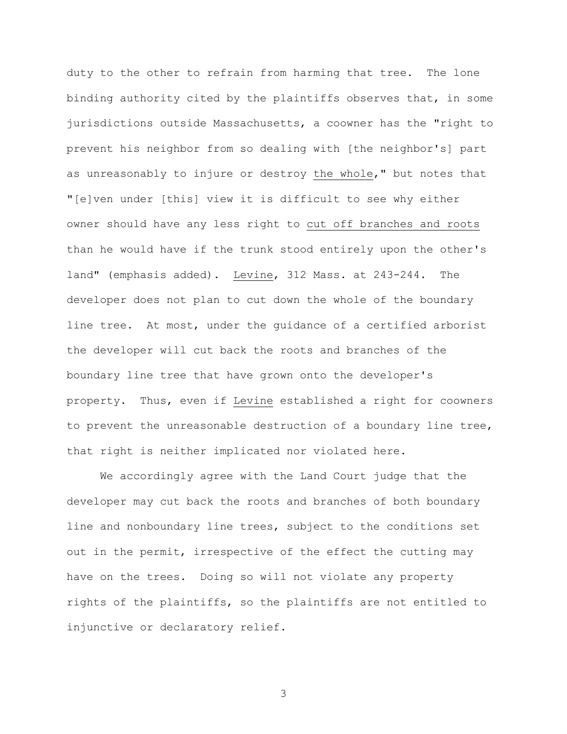duty to the other to refrain from harming that tree. The lone binding authority cited by the plaintiffs observes that, in some jurisdictions outside Massachusetts, a coowner has the "right to prevent his neighbor from so dealing with [the neighbor's] part as unreasonably to injure or destroy <u>the whole</u>," but notes that "[e]ven under [this] view it is difficult to see why either owner should have any less right to <u>cut off branches and roots</u> than he would have if the trunk stood entirely upon the other's land" (emphasis added). <u>Levine</u>, 312 Mass. at 243-244. The developer does not plan to cut down the whole of the boundary line tree. At most, under the guidance of a certified arborist the developer will cut back the roots and branches of the boundary line tree that have grown onto the developer's property. Thus, even if <u>Levine</u> established a right for coowners to prevent the unreasonable destruction of a boundary line tree, that right is neither implicated nor violated here.

We accordingly agree with the Land Court judge that the developer may cut back the roots and branches of both boundary line and nonboundary line trees, subject to the conditions set out in the permit, irrespective of the effect the cutting may have on the trees. Doing so will not violate any property rights of the plaintiffs, so the plaintiffs are not entitled to injunctive or declaratory relief.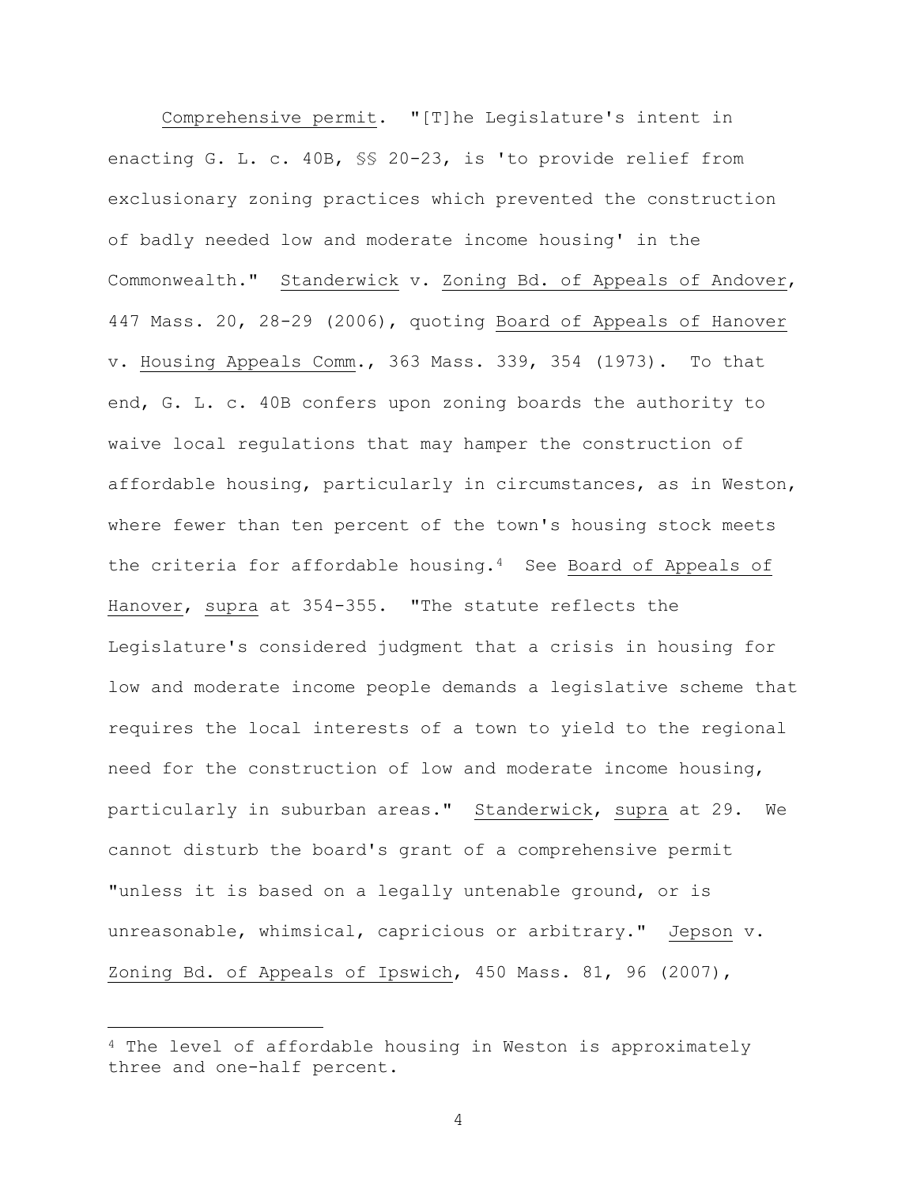Comprehensive permit. "[T]he Legislature's intent in enacting G. L. c. 40B, §§ 20-23, is 'to provide relief from exclusionary zoning practices which prevented the construction of badly needed low and moderate income housing' in the Commonwealth." Standerwick v. Zoning Bd. of Appeals of Andover, 447 Mass. 20, 28-29 (2006), quoting Board of Appeals of Hanover v. Housing Appeals Comm., 363 Mass. 339, 354 (1973). To that end, G. L. c. 40B confers upon zoning boards the authority to waive local regulations that may hamper the construction of affordable housing, particularly in circumstances, as in Weston, where fewer than ten percent of the town's housing stock meets the criteria for affordable housing.[4] See Board of Appeals of Hanover, supra at 354-355. "The statute reflects the Legislature's considered judgment that a crisis in housing for low and moderate income people demands a legislative scheme that requires the local interests of a town to yield to the regional need for the construction of low and moderate income housing, particularly in suburban areas." Standerwick, supra at 29. We cannot disturb the board's grant of a comprehensive permit "unless it is based on a legally untenable ground, or is unreasonable, whimsical, capricious or arbitrary." Jepson v. Zoning Bd. of Appeals of Ipswich, 450 Mass. 81, 96 (2007),

---

[4] The level of affordable housing in Weston is approximately three and one-half percent.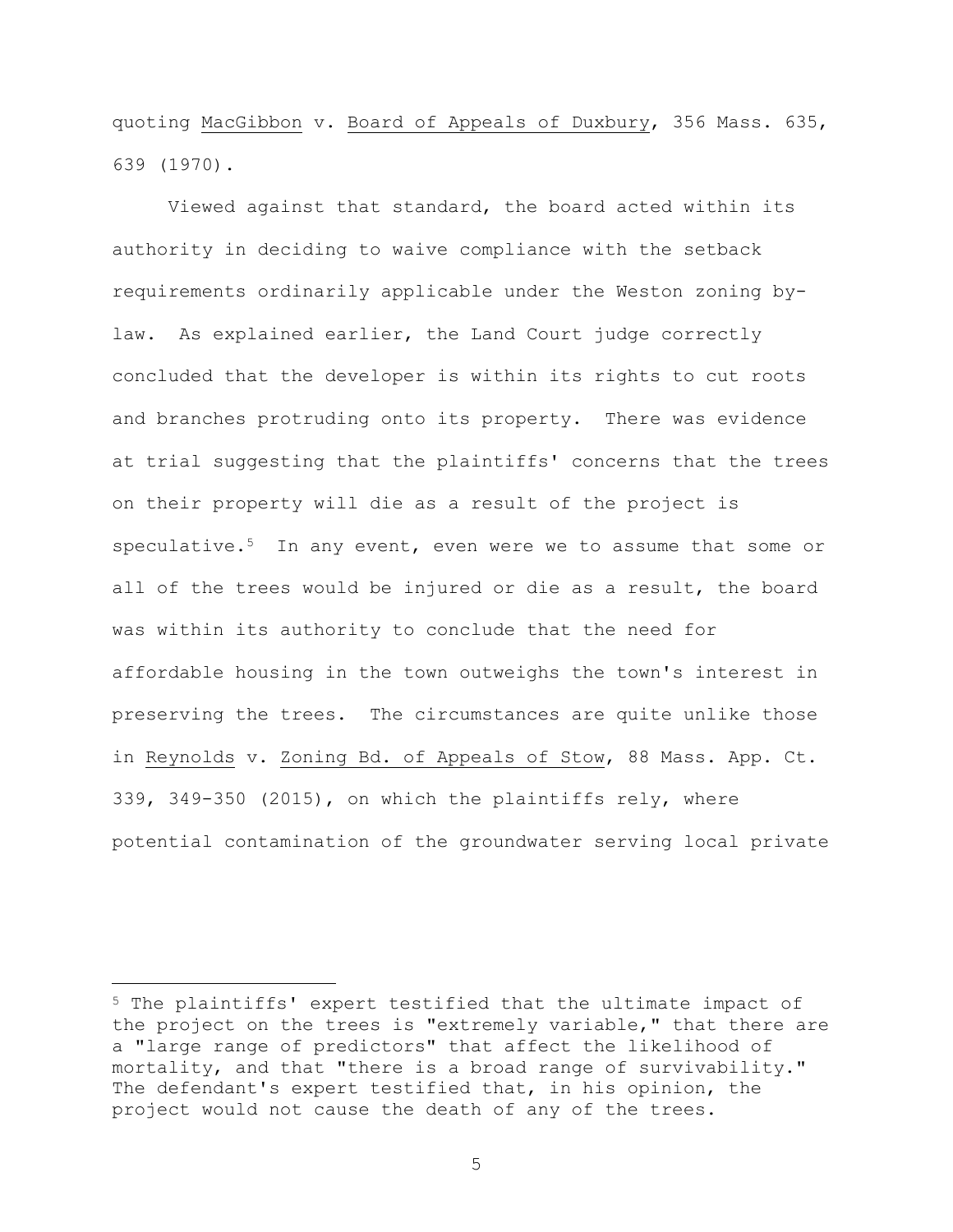quoting MacGibbon v. Board of Appeals of Duxbury, 356 Mass. 635, 639 (1970).

Viewed against that standard, the board acted within its authority in deciding to waive compliance with the setback requirements ordinarily applicable under the Weston zoning by-law. As explained earlier, the Land Court judge correctly concluded that the developer is within its rights to cut roots and branches protruding onto its property. There was evidence at trial suggesting that the plaintiffs' concerns that the trees on their property will die as a result of the project is speculative.[5] In any event, even were we to assume that some or all of the trees would be injured or die as a result, the board was within its authority to conclude that the need for affordable housing in the town outweighs the town's interest in preserving the trees. The circumstances are quite unlike those in Reynolds v. Zoning Bd. of Appeals of Stow, 88 Mass. App. Ct. 339, 349-350 (2015), on which the plaintiffs rely, where potential contamination of the groundwater serving local private

---

[5] The plaintiffs' expert testified that the ultimate impact of the project on the trees is "extremely variable," that there are a "large range of predictors" that affect the likelihood of mortality, and that "there is a broad range of survivability." The defendant's expert testified that, in his opinion, the project would not cause the death of any of the trees.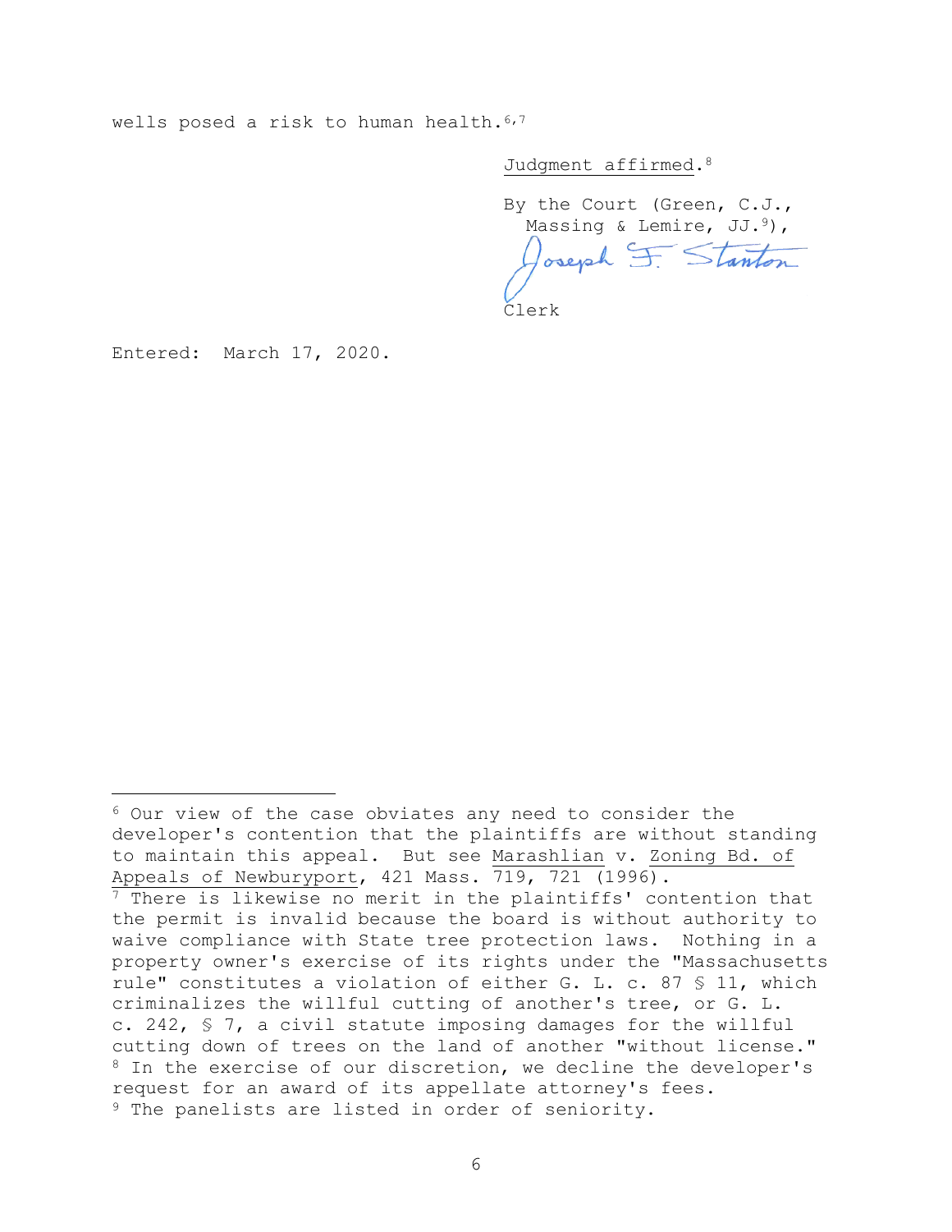wells posed a risk to human health.[6,7]

Judgment affirmed.[8]

By the Court (Green, C.J.,
Massing & Lemire, JJ.[9]),

Joseph F. Stanton

Clerk

Entered: March 17, 2020.

---

[6] Our view of the case obviates any need to consider the developer's contention that the plaintiffs are without standing to maintain this appeal. But see Marashlian v. Zoning Bd. of Appeals of Newburyport, 421 Mass. 719, 721 (1996).

[7] There is likewise no merit in the plaintiffs' contention that the permit is invalid because the board is without authority to waive compliance with State tree protection laws. Nothing in a property owner's exercise of its rights under the "Massachusetts rule" constitutes a violation of either G. L. c. 87 § 11, which criminalizes the willful cutting of another's tree, or G. L. c. 242, § 7, a civil statute imposing damages for the willful cutting down of trees on the land of another "without license."

[8] In the exercise of our discretion, we decline the developer's request for an award of its appellate attorney's fees.

[9] The panelists are listed in order of seniority.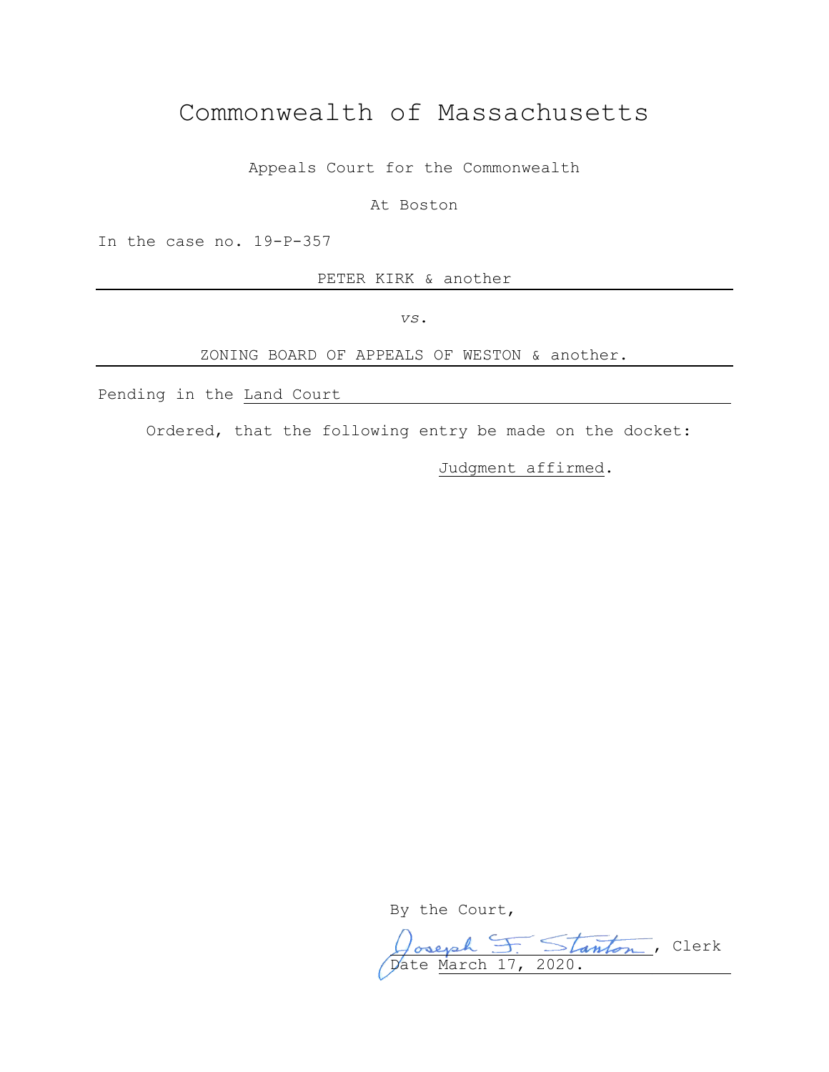# Commonwealth of Massachusetts

Appeals Court for the Commonwealth

At Boston

In the case no. 19-P-357

PETER KIRK & another

*vs.*

ZONING BOARD OF APPEALS OF WESTON & another.

Pending in the Land Court

Ordered, that the following entry be made on the docket:

Judgment affirmed.

By the Court,

Joseph F. Stanton, Clerk

Date March 17, 2020.